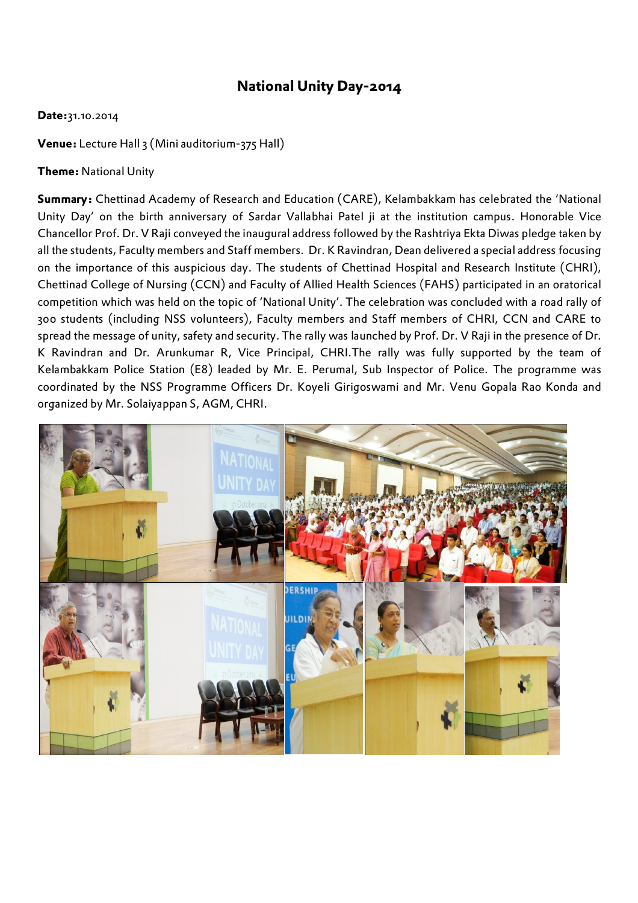# National Unity Day-2014

**Date:**31.10.2014

**Venue:** Lecture Hall 3 (Mini auditorium-375 Hall)

**Theme:** National Unity

**Summary:** Chettinad Academy of Research and Education (CARE), Kelambakkam has celebrated the 'National Unity Day' on the birth anniversary of Sardar Vallabhai Patel ji at the institution campus. Honorable Vice Chancellor Prof. Dr. V Raji conveyed the inaugural address followed by the Rashtriya Ekta Diwas pledge taken by all the students, Faculty members and Staff members. Dr. K Ravindran, Dean delivered a special address focusing on the importance of this auspicious day. The students of Chettinad Hospital and Research Institute (CHRI), Chettinad College of Nursing (CCN) and Faculty of Allied Health Sciences (FAHS) participated in an oratorical competition which was held on the topic of 'National Unity'. The celebration was concluded with a road rally of 300 students (including NSS volunteers), Faculty members and Staff members of CHRI, CCN and CARE to spread the message of unity, safety and security. The rally was launched by Prof. Dr. V Raji in the presence of Dr. K Ravindran and Dr. Arunkumar R, Vice Principal, CHRI.The rally was fully supported by the team of Kelambakkam Police Station (E8) leaded by Mr. E. Perumal, Sub Inspector of Police. The programme was coordinated by the NSS Programme Officers Dr. Koyeli Girigoswami and Mr. Venu Gopala Rao Konda and organized by Mr. Solaiyappan S, AGM, CHRI.